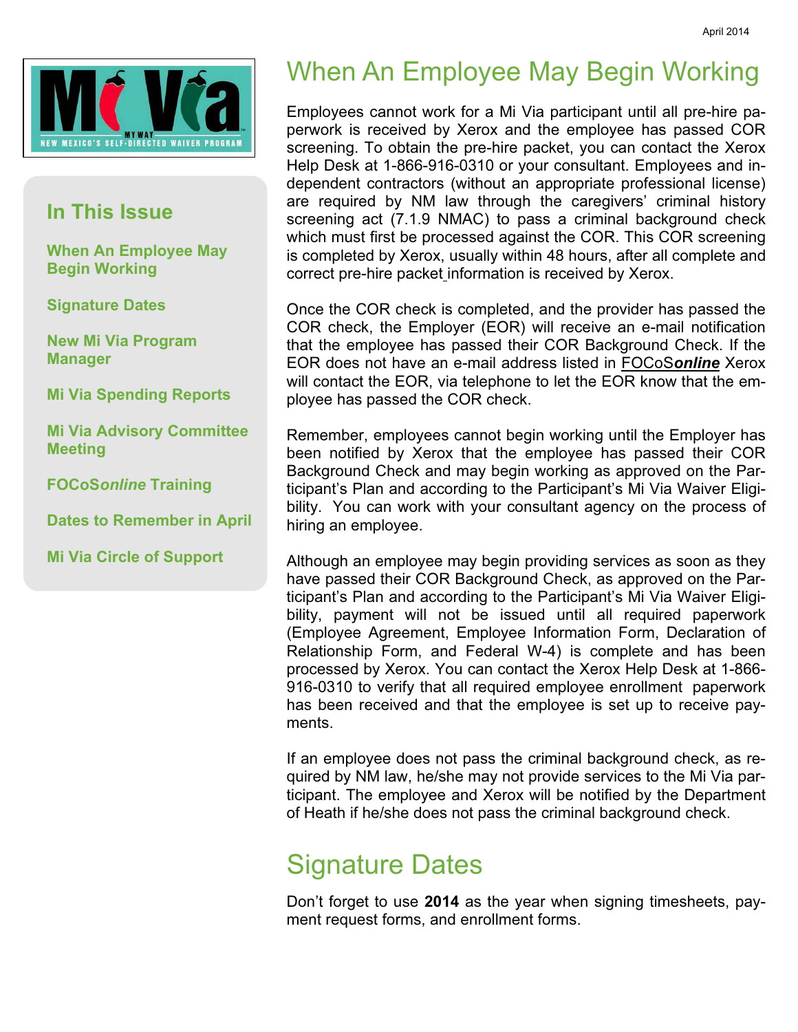# When An Employee May Begin Working

Employees cannot work for a Mi Via participant until all pre-hire paperwork is received by Xerox and the employee has passed COR screening. To obtain the pre-hire packet, you can contact the Xerox Help Desk at 1-866-916-0310 or your consultant. Employees and independent contractors (without an appropriate professional license) are required by NM law through the caregivers' criminal history screening act (7.1.9 NMAC) to pass a criminal background check which must first be processed against the COR. This COR screening is completed by Xerox, usually within 48 hours, after all complete and correct pre-hire packet information is received by Xerox.

Once the COR check is completed, and the provider has passed the COR check, the Employer (EOR) will receive an e-mail notification that the employee has passed their COR Background Check. If the EOR does not have an e-mail address listed in FOCoS***online*** Xerox will contact the EOR, via telephone to let the EOR know that the employee has passed the COR check.

Remember, employees cannot begin working until the Employer has been notified by Xerox that the employee has passed their COR Background Check and may begin working as approved on the Participant's Plan and according to the Participant's Mi Via Waiver Eligibility. You can work with your consultant agency on the process of hiring an employee.

Although an employee may begin providing services as soon as they have passed their COR Background Check, as approved on the Participant's Plan and according to the Participant's Mi Via Waiver Eligibility, payment will not be issued until all required paperwork (Employee Agreement, Employee Information Form, Declaration of Relationship Form, and Federal W-4) is complete and has been processed by Xerox. You can contact the Xerox Help Desk at 1-866-916-0310 to verify that all required employee enrollment paperwork has been received and that the employee is set up to receive payments.

If an employee does not pass the criminal background check, as required by NM law, he/she may not provide services to the Mi Via participant. The employee and Xerox will be notified by the Department of Heath if he/she does not pass the criminal background check.

# Signature Dates

Don't forget to use **2014** as the year when signing timesheets, payment request forms, and enrollment forms.

## In This Issue

- When An Employee May Begin Working
- Signature Dates
- New Mi Via Program Manager
- Mi Via Spending Reports
- Mi Via Advisory Committee Meeting
- FOCoS*online* Training
- Dates to Remember in April
- Mi Via Circle of Support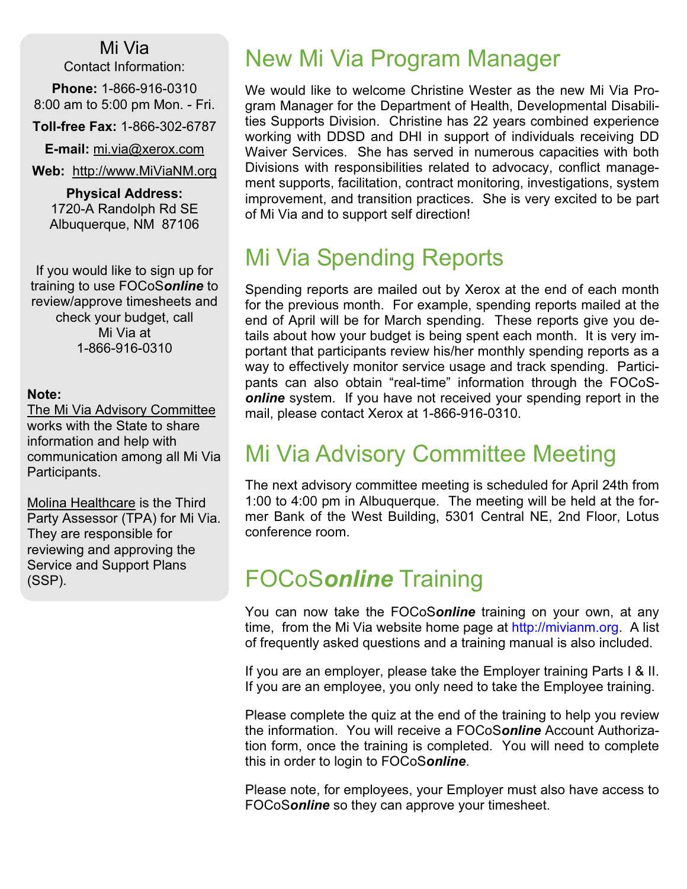Mi Via

Contact Information:

**Phone:** 1-866-916-0310
8:00 am to 5:00 pm Mon. - Fri.

**Toll-free Fax:** 1-866-302-6787

**E-mail:** mi.via@xerox.com

**Web:** http://www.MiViaNM.org

**Physical Address:**
1720-A Randolph Rd SE
Albuquerque, NM 87106

If you would like to sign up for training to use FOCoS***online*** to review/approve timesheets and check your budget, call Mi Via at 1-866-916-0310

**Note:**
The Mi Via Advisory Committee works with the State to share information and help with communication among all Mi Via Participants.

Molina Healthcare is the Third Party Assessor (TPA) for Mi Via. They are responsible for reviewing and approving the Service and Support Plans (SSP).

# New Mi Via Program Manager

We would like to welcome Christine Wester as the new Mi Via Program Manager for the Department of Health, Developmental Disabilities Supports Division. Christine has 22 years combined experience working with DDSD and DHI in support of individuals receiving DD Waiver Services. She has served in numerous capacities with both Divisions with responsibilities related to advocacy, conflict management supports, facilitation, contract monitoring, investigations, system improvement, and transition practices. She is very excited to be part of Mi Via and to support self direction!

# Mi Via Spending Reports

Spending reports are mailed out by Xerox at the end of each month for the previous month. For example, spending reports mailed at the end of April will be for March spending. These reports give you details about how your budget is being spent each month. It is very important that participants review his/her monthly spending reports as a way to effectively monitor service usage and track spending. Participants can also obtain "real-time" information through the FOCoS***online*** system. If you have not received your spending report in the mail, please contact Xerox at 1-866-916-0310.

# Mi Via Advisory Committee Meeting

The next advisory committee meeting is scheduled for April 24th from 1:00 to 4:00 pm in Albuquerque. The meeting will be held at the former Bank of the West Building, 5301 Central NE, 2nd Floor, Lotus conference room.

# FOCoS*online* Training

You can now take the FOCoS***online*** training on your own, at any time, from the Mi Via website home page at http://mivianm.org. A list of frequently asked questions and a training manual is also included.

If you are an employer, please take the Employer training Parts I & II. If you are an employee, you only need to take the Employee training.

Please complete the quiz at the end of the training to help you review the information. You will receive a FOCoS***online*** Account Authorization form, once the training is completed. You will need to complete this in order to login to FOCoS***online***.

Please note, for employees, your Employer must also have access to FOCoS***online*** so they can approve your timesheet.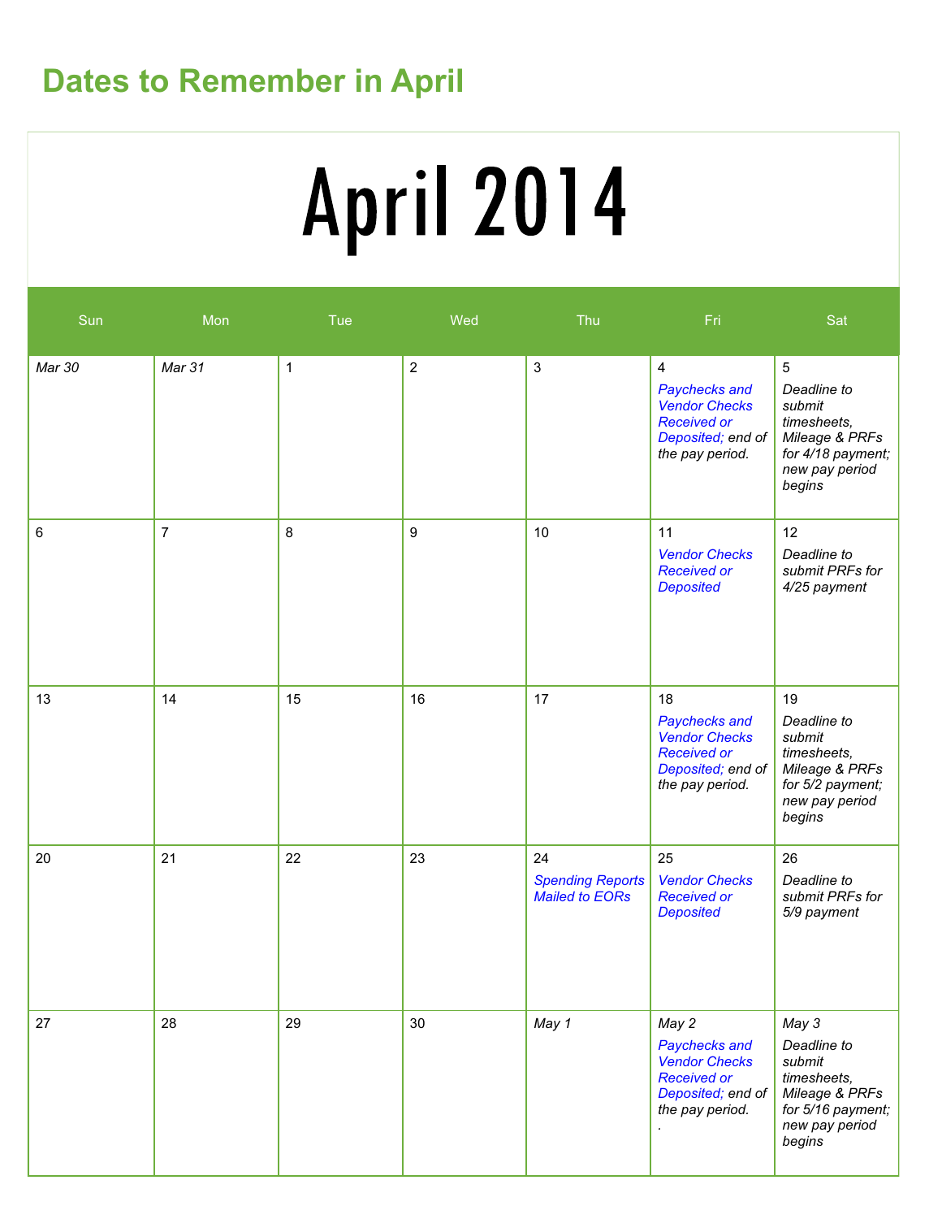## Dates to Remember in April

# April 2014

| Sun | Mon | Tue | Wed | Thu | Fri | Sat |
|---|---|---|---|---|---|---|
| *Mar 30* | *Mar 31* | 1 | 2 | 3 | 4 *Paychecks and Vendor Checks Received or Deposited; end of the pay period.* | 5 *Deadline to submit timesheets, Mileage & PRFs for 4/18 payment; new pay period begins* |
| 6 | 7 | 8 | 9 | 10 | 11 *Vendor Checks Received or Deposited* | 12 *Deadline to submit PRFs for 4/25 payment* |
| 13 | 14 | 15 | 16 | 17 | 18 *Paychecks and Vendor Checks Received or Deposited; end of the pay period.* | 19 *Deadline to submit timesheets, Mileage & PRFs for 5/2 payment; new pay period begins* |
| 20 | 21 | 22 | 23 | 24 *Spending Reports Mailed to EORs* | 25 *Vendor Checks Received or Deposited* | 26 *Deadline to submit PRFs for 5/9 payment* |
| 27 | 28 | 29 | 30 | *May 1* | *May 2* *Paychecks and Vendor Checks Received or Deposited; end of the pay period.* . | *May 3* *Deadline to submit timesheets, Mileage & PRFs for 5/16 payment; new pay period begins* |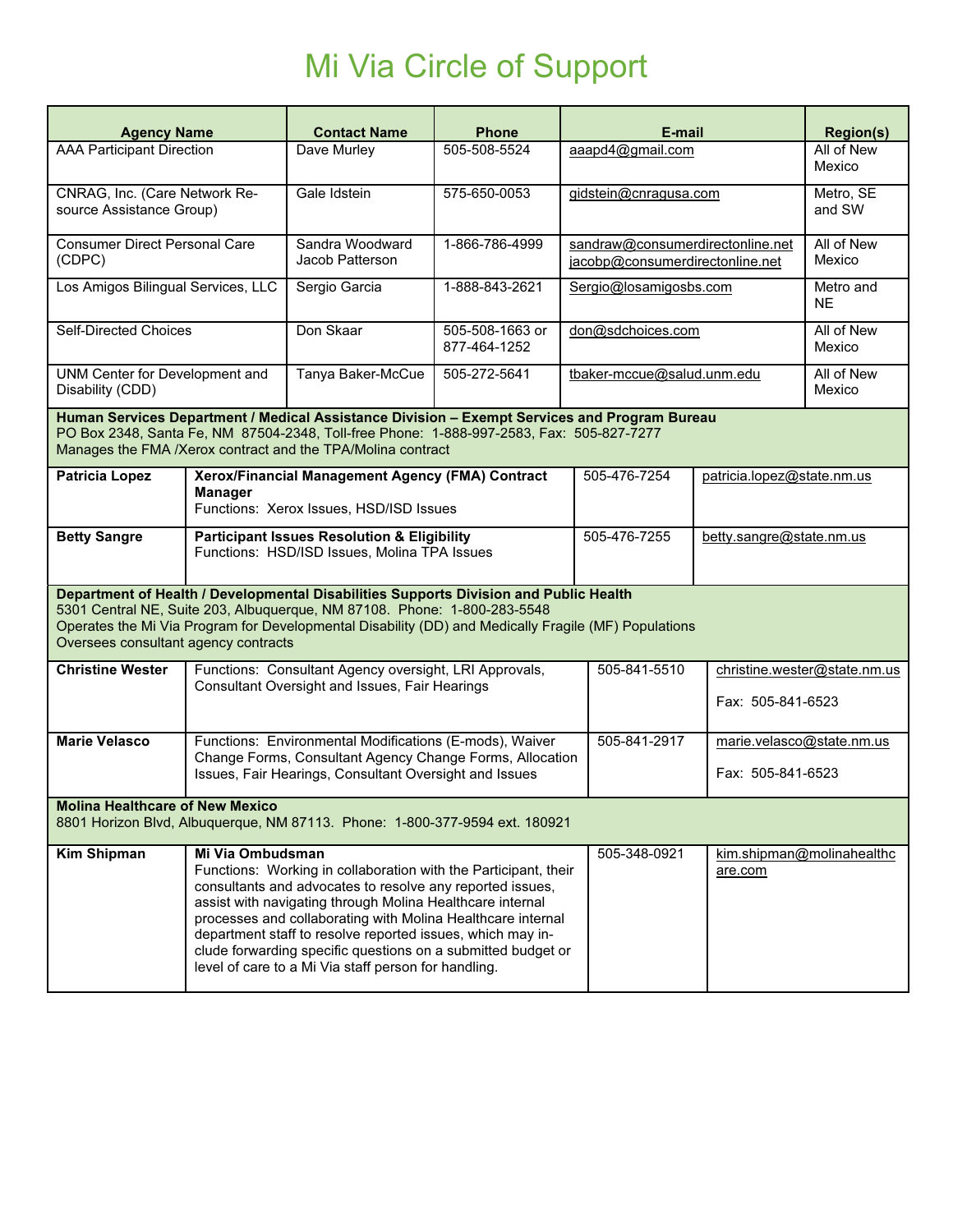# Mi Via Circle of Support

| Agency Name | Contact Name | Phone | E-mail | Region(s) |
|---|---|---|---|---|
| AAA Participant Direction | Dave Murley | 505-508-5524 | aaapd4@gmail.com | All of New Mexico |
| CNRAG, Inc. (Care Network Resource Assistance Group) | Gale Idstein | 575-650-0053 | gidstein@cnragusa.com | Metro, SE and SW |
| Consumer Direct Personal Care (CDPC) | Sandra Woodward<br>Jacob Patterson | 1-866-786-4999 | sandraw@consumerdirectonline.net<br>jacobp@consumerdirectonline.net | All of New Mexico |
| Los Amigos Bilingual Services, LLC | Sergio Garcia | 1-888-843-2621 | Sergio@losamigosbs.com | Metro and NE |
| Self-Directed Choices | Don Skaar | 505-508-1663 or 877-464-1252 | don@sdchoices.com | All of New Mexico |
| UNM Center for Development and Disability (CDD) | Tanya Baker-McCue | 505-272-5641 | tbaker-mccue@salud.unm.edu | All of New Mexico |

**Human Services Department / Medical Assistance Division – Exempt Services and Program Bureau**
PO Box 2348, Santa Fe, NM 87504-2348, Toll-free Phone: 1-888-997-2583, Fax: 505-827-7277
Manages the FMA /Xerox contract and the TPA/Molina contract

| | | | |
|---|---|---|---|
| **Patricia Lopez** | **Xerox/Financial Management Agency (FMA) Contract Manager**<br>Functions: Xerox Issues, HSD/ISD Issues | 505-476-7254 | patricia.lopez@state.nm.us |
| **Betty Sangre** | **Participant Issues Resolution & Eligibility**<br>Functions: HSD/ISD Issues, Molina TPA Issues | 505-476-7255 | betty.sangre@state.nm.us |

**Department of Health / Developmental Disabilities Supports Division and Public Health**
5301 Central NE, Suite 203, Albuquerque, NM 87108. Phone: 1-800-283-5548
Operates the Mi Via Program for Developmental Disability (DD) and Medically Fragile (MF) Populations
Oversees consultant agency contracts

| | | | |
|---|---|---|---|
| **Christine Wester** | Functions: Consultant Agency oversight, LRI Approvals, Consultant Oversight and Issues, Fair Hearings | 505-841-5510 | christine.wester@state.nm.us<br>Fax: 505-841-6523 |
| **Marie Velasco** | Functions: Environmental Modifications (E-mods), Waiver Change Forms, Consultant Agency Change Forms, Allocation Issues, Fair Hearings, Consultant Oversight and Issues | 505-841-2917 | marie.velasco@state.nm.us<br>Fax: 505-841-6523 |

**Molina Healthcare of New Mexico**
8801 Horizon Blvd, Albuquerque, NM 87113. Phone: 1-800-377-9594 ext. 180921

| | | | |
|---|---|---|---|
| **Kim Shipman** | **Mi Via Ombudsman**<br>Functions: Working in collaboration with the Participant, their consultants and advocates to resolve any reported issues, assist with navigating through Molina Healthcare internal processes and collaborating with Molina Healthcare internal department staff to resolve reported issues, which may include forwarding specific questions on a submitted budget or level of care to a Mi Via staff person for handling. | 505-348-0921 | kim.shipman@molinahealthcare.com |